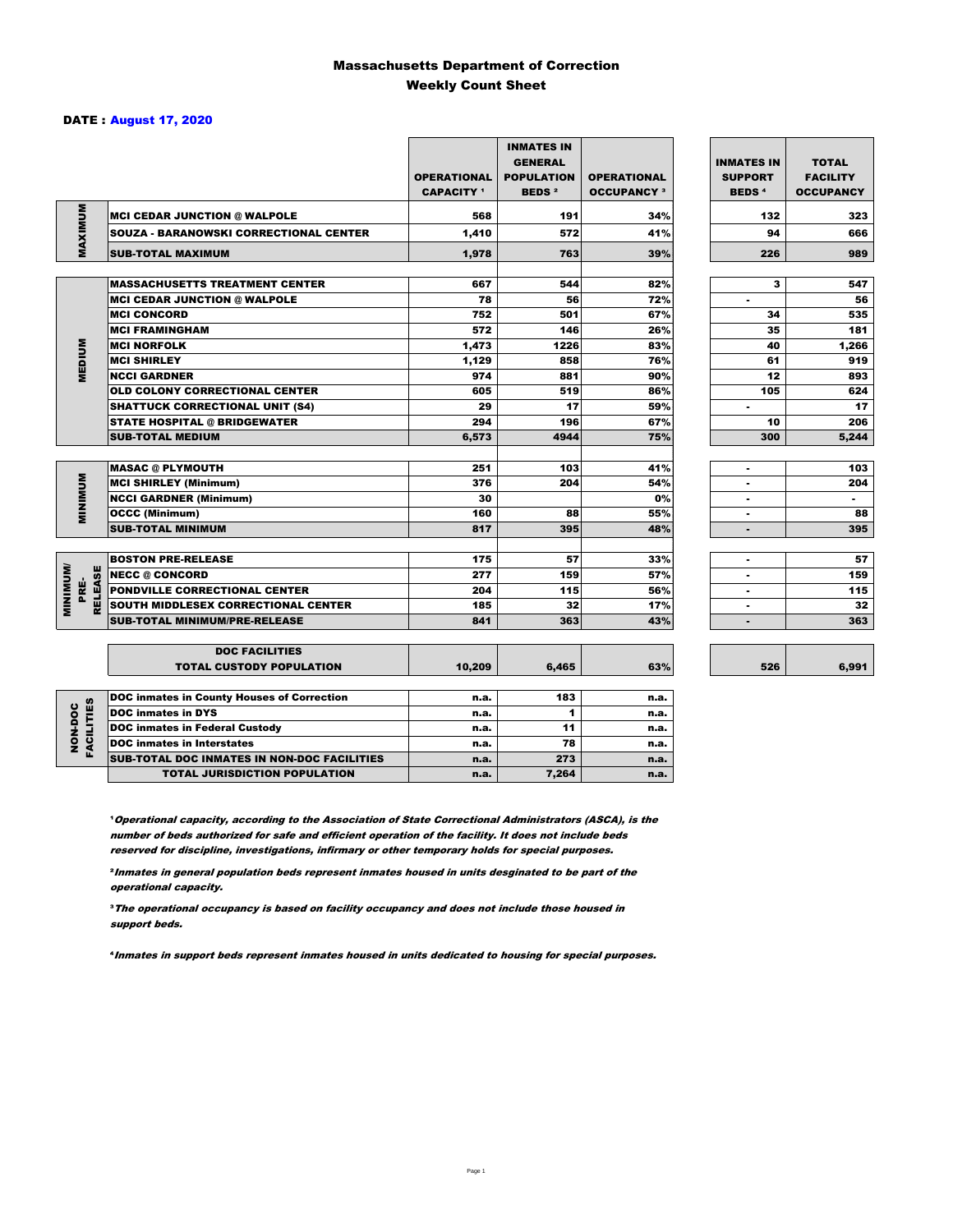# Massachusetts Department of Correction
## Weekly Count Sheet

**DATE : August 17, 2020**

| | | OPERATIONAL CAPACITY [1] | INMATES IN GENERAL POPULATION BEDS [2] | OPERATIONAL OCCUPANCY [3] | INMATES IN SUPPORT BEDS [4] | TOTAL FACILITY OCCUPANCY |
|---|---|---|---|---|---|---|
| MAXIMUM | MCI CEDAR JUNCTION @ WALPOLE | 568 | 191 | 34% | 132 | 323 |
| | SOUZA - BARANOWSKI CORRECTIONAL CENTER | 1,410 | 572 | 41% | 94 | 666 |
| | SUB-TOTAL MAXIMUM | 1,978 | 763 | 39% | 226 | 989 |
| MEDIUM | MASSACHUSETTS TREATMENT CENTER | 667 | 544 | 82% | 3 | 547 |
| | MCI CEDAR JUNCTION @ WALPOLE | 78 | 56 | 72% | - | 56 |
| | MCI CONCORD | 752 | 501 | 67% | 34 | 535 |
| | MCI FRAMINGHAM | 572 | 146 | 26% | 35 | 181 |
| | MCI NORFOLK | 1,473 | 1226 | 83% | 40 | 1,266 |
| | MCI SHIRLEY | 1,129 | 858 | 76% | 61 | 919 |
| | NCCI GARDNER | 974 | 881 | 90% | 12 | 893 |
| | OLD COLONY CORRECTIONAL CENTER | 605 | 519 | 86% | 105 | 624 |
| | SHATTUCK CORRECTIONAL UNIT (S4) | 29 | 17 | 59% | - | 17 |
| | STATE HOSPITAL @ BRIDGEWATER | 294 | 196 | 67% | 10 | 206 |
| | SUB-TOTAL MEDIUM | 6,573 | 4944 | 75% | 300 | 5,244 |
| MINIMUM | MASAC @ PLYMOUTH | 251 | 103 | 41% | - | 103 |
| | MCI SHIRLEY (Minimum) | 376 | 204 | 54% | - | 204 |
| | NCCI GARDNER (Minimum) | 30 | | 0% | - | - |
| | OCCC (Minimum) | 160 | 88 | 55% | - | 88 |
| | SUB-TOTAL MINIMUM | 817 | 395 | 48% | - | 395 |
| MINIMUM/ PRE-RELEASE | BOSTON PRE-RELEASE | 175 | 57 | 33% | - | 57 |
| | NECC @ CONCORD | 277 | 159 | 57% | - | 159 |
| | PONDVILLE CORRECTIONAL CENTER | 204 | 115 | 56% | - | 115 |
| | SOUTH MIDDLESEX CORRECTIONAL CENTER | 185 | 32 | 17% | - | 32 |
| | SUB-TOTAL MINIMUM/PRE-RELEASE | 841 | 363 | 43% | - | 363 |
| | DOC FACILITIES TOTAL CUSTODY POPULATION | 10,209 | 6,465 | 63% | 526 | 6,991 |
| NON-DOC FACILITIES | DOC inmates in County Houses of Correction | n.a. | 183 | n.a. | | |
| | DOC inmates in DYS | n.a. | 1 | n.a. | | |
| | DOC inmates in Federal Custody | n.a. | 11 | n.a. | | |
| | DOC inmates in Interstates | n.a. | 78 | n.a. | | |
| | SUB-TOTAL DOC INMATES IN NON-DOC FACILITIES | n.a. | 273 | n.a. | | |
| | TOTAL JURISDICTION POPULATION | n.a. | 7,264 | n.a. | | |

[1] *Operational capacity, according to the Association of State Correctional Administrators (ASCA), is the number of beds authorized for safe and efficient operation of the facility. It does not include beds reserved for discipline, investigations, infirmary or other temporary holds for special purposes.*

[2] *Inmates in general population beds represent inmates housed in units desginated to be part of the operational capacity.*

[3] *The operational occupancy is based on facility occupancy and does not include those housed in support beds.*

[4] *Inmates in support beds represent inmates housed in units dedicated to housing for special purposes.*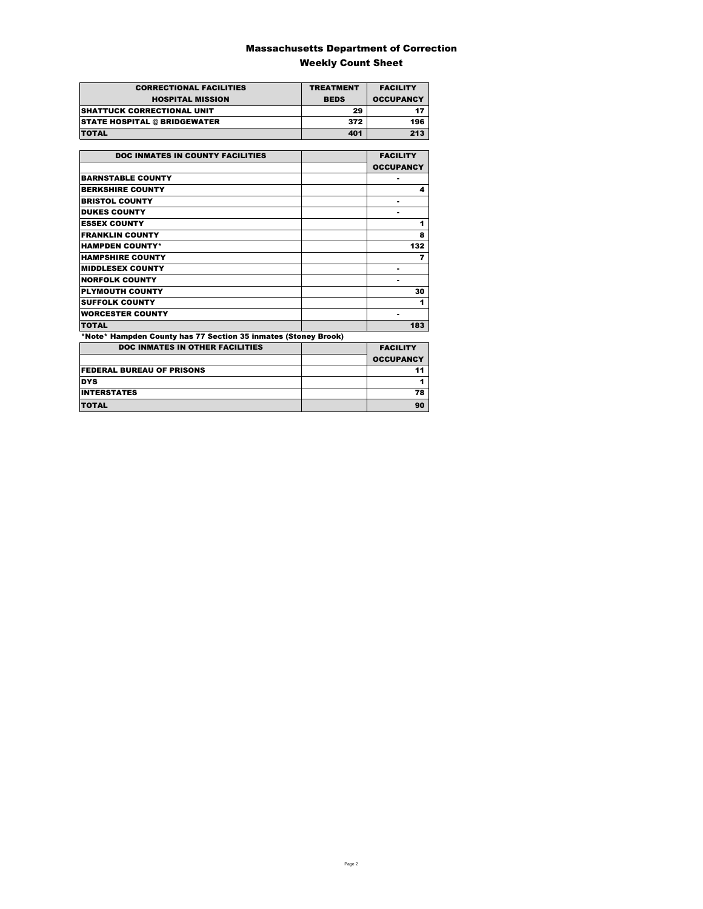# Massachusetts Department of Correction

## Weekly Count Sheet

| CORRECTIONAL FACILITIES HOSPITAL MISSION | TREATMENT BEDS | FACILITY OCCUPANCY |
|---|---|---|
| SHATTUCK CORRECTIONAL UNIT | 29 | 17 |
| STATE HOSPITAL @ BRIDGEWATER | 372 | 196 |
| TOTAL | 401 | 213 |

| DOC INMATES IN COUNTY FACILITIES | | FACILITY OCCUPANCY |
|---|---|---|
| BARNSTABLE COUNTY | | - |
| BERKSHIRE COUNTY | | 4 |
| BRISTOL COUNTY | | - |
| DUKES COUNTY | | - |
| ESSEX COUNTY | | 1 |
| FRANKLIN COUNTY | | 8 |
| HAMPDEN COUNTY* | | 132 |
| HAMPSHIRE COUNTY | | 7 |
| MIDDLESEX COUNTY | | - |
| NORFOLK COUNTY | | - |
| PLYMOUTH COUNTY | | 30 |
| SUFFOLK COUNTY | | 1 |
| WORCESTER COUNTY | | - |
| TOTAL | | 183 |

*Note* Hampden County has 77 Section 35 inmates (Stoney Brook)

| DOC INMATES IN OTHER FACILITIES | | FACILITY OCCUPANCY |
|---|---|---|
| FEDERAL BUREAU OF PRISONS | | 11 |
| DYS | | 1 |
| INTERSTATES | | 78 |
| TOTAL | | 90 |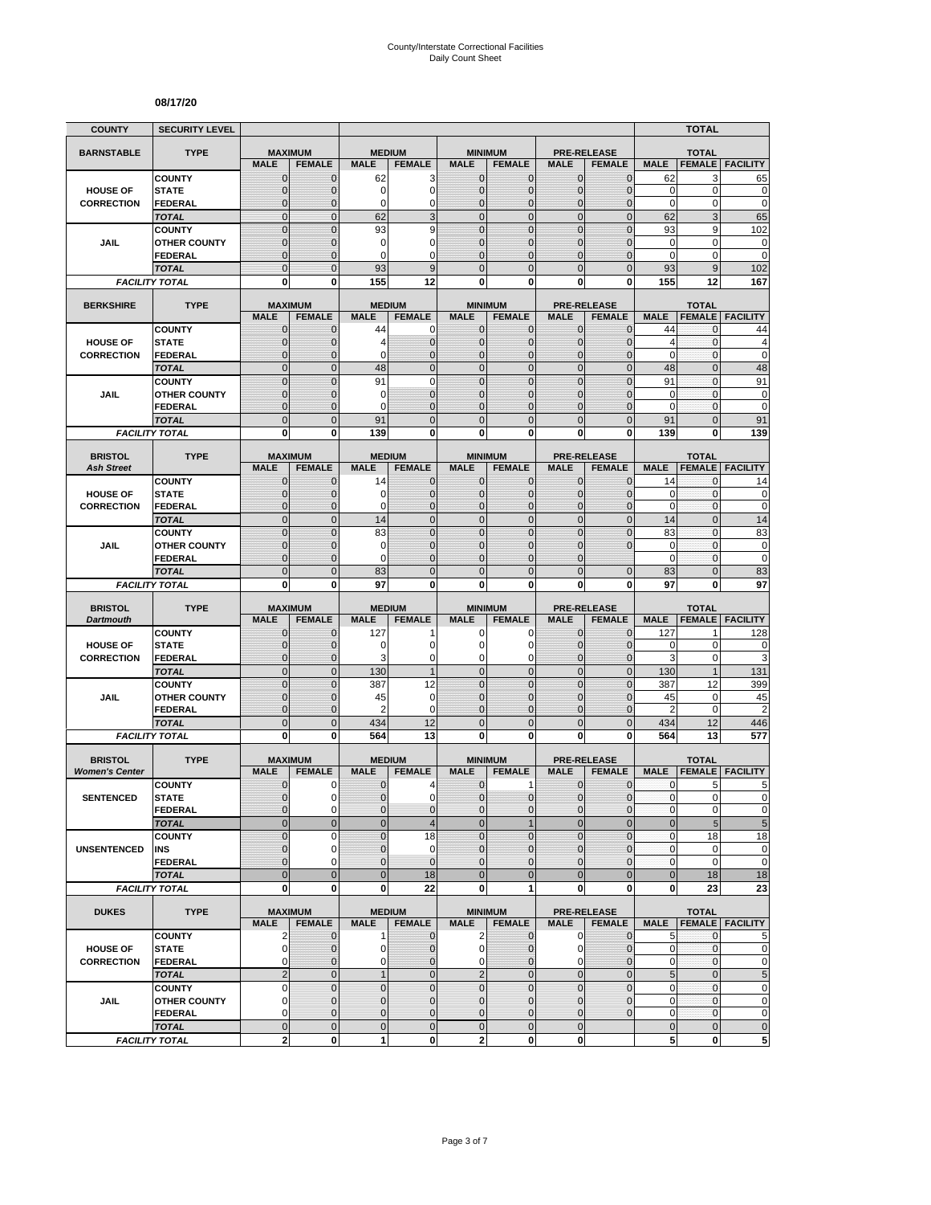# County/Interstate Correctional Facilities Daily Count Sheet

**08/17/20**

| COUNTY | SECURITY LEVEL | | | | | | | | | | TOTAL | |
|---|---|---|---|---|---|---|---|---|---|---|---|---|
| **BARNSTABLE** | **TYPE** | **MAXIMUM** | | **MEDIUM** | | **MINIMUM** | | **PRE-RELEASE** | | **TOTAL** | | |
| | | **MALE** | **FEMALE** | **MALE** | **FEMALE** | **MALE** | **FEMALE** | **MALE** | **FEMALE** | **MALE** | **FEMALE** | **FACILITY** |
| **HOUSE OF CORRECTION** | COUNTY | 0 | 0 | 62 | 3 | 0 | 0 | 0 | 0 | 62 | 3 | 65 |
| | STATE | 0 | 0 | 0 | 0 | 0 | 0 | 0 | 0 | 0 | 0 | 0 |
| | FEDERAL | 0 | 0 | 0 | 0 | 0 | 0 | 0 | 0 | 0 | 0 | 0 |
| | *TOTAL* | 0 | 0 | 62 | 3 | 0 | 0 | 0 | 0 | 62 | 3 | 65 |
| **JAIL** | COUNTY | 0 | 0 | 93 | 9 | 0 | 0 | 0 | 0 | 93 | 9 | 102 |
| | OTHER COUNTY | 0 | 0 | 0 | 0 | 0 | 0 | 0 | 0 | 0 | 0 | 0 |
| | FEDERAL | 0 | 0 | 0 | 0 | 0 | 0 | 0 | 0 | 0 | 0 | 0 |
| | *TOTAL* | 0 | 0 | 93 | 9 | 0 | 0 | 0 | 0 | 93 | 9 | 102 |
| *FACILITY TOTAL* | | **0** | **0** | **155** | **12** | **0** | **0** | **0** | **0** | **155** | **12** | **167** |

| BERKSHIRE | TYPE | MAXIMUM | | MEDIUM | | MINIMUM | | PRE-RELEASE | | TOTAL | | |
|---|---|---|---|---|---|---|---|---|---|---|---|---|
| | | **MALE** | **FEMALE** | **MALE** | **FEMALE** | **MALE** | **FEMALE** | **MALE** | **FEMALE** | **MALE** | **FEMALE** | **FACILITY** |
| **HOUSE OF CORRECTION** | COUNTY | 0 | 0 | 44 | 0 | 0 | 0 | 0 | 0 | 44 | 0 | 44 |
| | STATE | 0 | 0 | 4 | 0 | 0 | 0 | 0 | 0 | 4 | 0 | 4 |
| | FEDERAL | 0 | 0 | 0 | 0 | 0 | 0 | 0 | 0 | 0 | 0 | 0 |
| | *TOTAL* | 0 | 0 | 48 | 0 | 0 | 0 | 0 | 0 | 48 | 0 | 48 |
| **JAIL** | COUNTY | 0 | 0 | 91 | 0 | 0 | 0 | 0 | 0 | 91 | 0 | 91 |
| | OTHER COUNTY | 0 | 0 | 0 | 0 | 0 | 0 | 0 | 0 | 0 | 0 | 0 |
| | FEDERAL | 0 | 0 | 0 | 0 | 0 | 0 | 0 | 0 | 0 | 0 | 0 |
| | *TOTAL* | 0 | 0 | 91 | 0 | 0 | 0 | 0 | 0 | 91 | 0 | 91 |
| *FACILITY TOTAL* | | **0** | **0** | **139** | **0** | **0** | **0** | **0** | **0** | **139** | **0** | **139** |

| BRISTOL *Ash Street* | TYPE | MAXIMUM | | MEDIUM | | MINIMUM | | PRE-RELEASE | | TOTAL | | |
|---|---|---|---|---|---|---|---|---|---|---|---|---|
| | | **MALE** | **FEMALE** | **MALE** | **FEMALE** | **MALE** | **FEMALE** | **MALE** | **FEMALE** | **MALE** | **FEMALE** | **FACILITY** |
| **HOUSE OF CORRECTION** | COUNTY | 0 | 0 | 14 | 0 | 0 | 0 | 0 | 0 | 14 | 0 | 14 |
| | STATE | 0 | 0 | 0 | 0 | 0 | 0 | 0 | 0 | 0 | 0 | 0 |
| | FEDERAL | 0 | 0 | 0 | 0 | 0 | 0 | 0 | 0 | 0 | 0 | 0 |
| | *TOTAL* | 0 | 0 | 14 | 0 | 0 | 0 | 0 | 0 | 14 | 0 | 14 |
| **JAIL** | COUNTY | 0 | 0 | 83 | 0 | 0 | 0 | 0 | 0 | 83 | 0 | 83 |
| | OTHER COUNTY | 0 | 0 | 0 | 0 | 0 | 0 | 0 | 0 | 0 | 0 | 0 |
| | FEDERAL | 0 | 0 | 0 | 0 | 0 | 0 | 0 | | 0 | 0 | 0 |
| | *TOTAL* | 0 | 0 | 83 | 0 | 0 | 0 | 0 | 0 | 83 | 0 | 83 |
| *FACILITY TOTAL* | | **0** | **0** | **97** | **0** | **0** | **0** | **0** | **0** | **97** | **0** | **97** |

| BRISTOL *Dartmouth* | TYPE | MAXIMUM | | MEDIUM | | MINIMUM | | PRE-RELEASE | | TOTAL | | |
|---|---|---|---|---|---|---|---|---|---|---|---|---|
| | | **MALE** | **FEMALE** | **MALE** | **FEMALE** | **MALE** | **FEMALE** | **MALE** | **FEMALE** | **MALE** | **FEMALE** | **FACILITY** |
| **HOUSE OF CORRECTION** | COUNTY | 0 | 0 | 127 | 1 | 0 | 0 | 0 | 0 | 127 | 1 | 128 |
| | STATE | 0 | 0 | 0 | 0 | 0 | 0 | 0 | 0 | 0 | 0 | 0 |
| | FEDERAL | 0 | 0 | 3 | 0 | 0 | 0 | 0 | 0 | 3 | 0 | 3 |
| | *TOTAL* | 0 | 0 | 130 | 1 | 0 | 0 | 0 | 0 | 130 | 1 | 131 |
| **JAIL** | COUNTY | 0 | 0 | 387 | 12 | 0 | 0 | 0 | 0 | 387 | 12 | 399 |
| | OTHER COUNTY | 0 | 0 | 45 | 0 | 0 | 0 | 0 | 0 | 45 | 0 | 45 |
| | FEDERAL | 0 | 0 | 2 | 0 | 0 | 0 | 0 | 0 | 2 | 0 | 2 |
| | *TOTAL* | 0 | 0 | 434 | 12 | 0 | 0 | 0 | 0 | 434 | 12 | 446 |
| *FACILITY TOTAL* | | **0** | **0** | **564** | **13** | **0** | **0** | **0** | **0** | **564** | **13** | **577** |

| BRISTOL *Women's Center* | TYPE | MAXIMUM | | MEDIUM | | MINIMUM | | PRE-RELEASE | | TOTAL | | |
|---|---|---|---|---|---|---|---|---|---|---|---|---|
| | | **MALE** | **FEMALE** | **MALE** | **FEMALE** | **MALE** | **FEMALE** | **MALE** | **FEMALE** | **MALE** | **FEMALE** | **FACILITY** |
| **SENTENCED** | COUNTY | 0 | 0 | 0 | 4 | 0 | 1 | 0 | 0 | 0 | 5 | 5 |
| | STATE | 0 | 0 | 0 | 0 | 0 | 0 | 0 | 0 | 0 | 0 | 0 |
| | FEDERAL | 0 | 0 | 0 | 0 | 0 | 0 | 0 | 0 | 0 | 0 | 0 |
| | *TOTAL* | 0 | 0 | 0 | 4 | 0 | 1 | 0 | 0 | 0 | 5 | 5 |
| **UNSENTENCED** | COUNTY | 0 | 0 | 0 | 18 | 0 | 0 | 0 | 0 | 0 | 18 | 18 |
| | INS | 0 | 0 | 0 | 0 | 0 | 0 | 0 | 0 | 0 | 0 | 0 |
| | FEDERAL | 0 | 0 | 0 | 0 | 0 | 0 | 0 | 0 | 0 | 0 | 0 |
| | *TOTAL* | 0 | 0 | 0 | 18 | 0 | 0 | 0 | 0 | 0 | 18 | 18 |
| *FACILITY TOTAL* | | **0** | **0** | **0** | **22** | **0** | **1** | **0** | **0** | **0** | **23** | **23** |

| DUKES | TYPE | MAXIMUM | | MEDIUM | | MINIMUM | | PRE-RELEASE | | TOTAL | | |
|---|---|---|---|---|---|---|---|---|---|---|---|---|
| | | **MALE** | **FEMALE** | **MALE** | **FEMALE** | **MALE** | **FEMALE** | **MALE** | **FEMALE** | **MALE** | **FEMALE** | **FACILITY** |
| **HOUSE OF CORRECTION** | COUNTY | 2 | 0 | 1 | 0 | 2 | 0 | 0 | 0 | 5 | 0 | 5 |
| | STATE | 0 | 0 | 0 | 0 | 0 | 0 | 0 | 0 | 0 | 0 | 0 |
| | FEDERAL | 0 | 0 | 0 | 0 | 0 | 0 | 0 | 0 | 0 | 0 | 0 |
| | *TOTAL* | 2 | 0 | 1 | 0 | 2 | 0 | 0 | 0 | 5 | 0 | 5 |
| **JAIL** | COUNTY | 0 | 0 | 0 | 0 | 0 | 0 | 0 | 0 | 0 | 0 | 0 |
| | OTHER COUNTY | 0 | 0 | 0 | 0 | 0 | 0 | 0 | 0 | 0 | 0 | 0 |
| | FEDERAL | 0 | 0 | 0 | 0 | 0 | 0 | 0 | 0 | 0 | 0 | 0 |
| | *TOTAL* | 0 | 0 | 0 | 0 | 0 | 0 | 0 | | 0 | 0 | 0 |
| *FACILITY TOTAL* | | **2** | **0** | **1** | **0** | **2** | **0** | **0** | | **5** | **0** | **5** |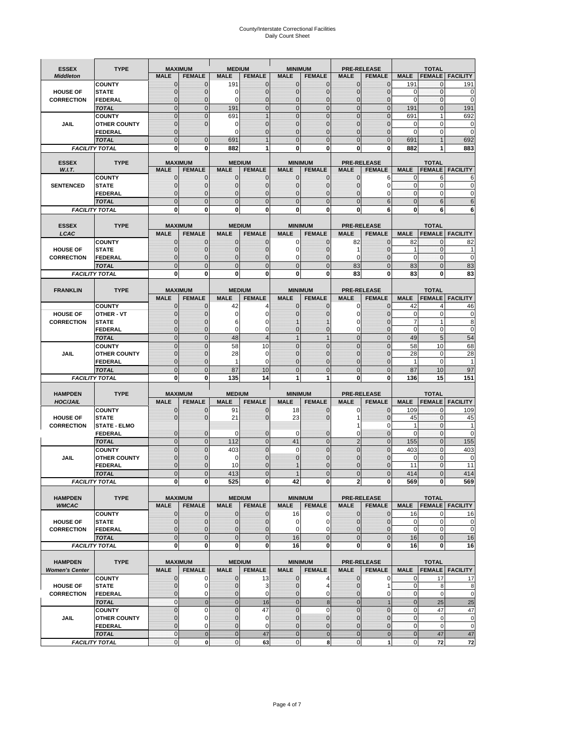# County/Interstate Correctional Facilities
## Daily Count Sheet

| ESSEX *Middleton* | TYPE | MAXIMUM | | MEDIUM | | MINIMUM | | PRE-RELEASE | | TOTAL | | |
|---|---|---|---|---|---|---|---|---|---|---|---|---|
| | | MALE | FEMALE | MALE | FEMALE | MALE | FEMALE | MALE | FEMALE | MALE | FEMALE | FACILITY |
| HOUSE OF CORRECTION | COUNTY | 0 | 0 | 191 | 0 | 0 | 0 | 0 | 0 | 191 | 0 | 191 |
| | STATE | 0 | 0 | 0 | 0 | 0 | 0 | 0 | 0 | 0 | 0 | 0 |
| | FEDERAL | 0 | 0 | 0 | 0 | 0 | 0 | 0 | 0 | 0 | 0 | 0 |
| | TOTAL | 0 | 0 | 191 | 0 | 0 | 0 | 0 | 0 | 191 | 0 | 191 |
| JAIL | COUNTY | 0 | 0 | 691 | 1 | 0 | 0 | 0 | 0 | 691 | 1 | 692 |
| | OTHER COUNTY | 0 | 0 | 0 | 0 | 0 | 0 | 0 | 0 | 0 | 0 | 0 |
| | FEDERAL | 0 | | 0 | 0 | 0 | 0 | 0 | 0 | 0 | 0 | 0 |
| | TOTAL | 0 | 0 | 691 | 1 | 0 | 0 | 0 | 0 | 691 | 1 | 692 |
| FACILITY TOTAL | | 0 | 0 | 882 | 1 | 0 | 0 | 0 | 0 | 882 | 1 | 883 |

| ESSEX *W.I.T.* | TYPE | MAXIMUM | | MEDIUM | | MINIMUM | | PRE-RELEASE | | TOTAL | | |
|---|---|---|---|---|---|---|---|---|---|---|---|---|
| | | MALE | FEMALE | MALE | FEMALE | MALE | FEMALE | MALE | FEMALE | MALE | FEMALE | FACILITY |
| SENTENCED | COUNTY | 0 | 0 | 0 | 0 | 0 | 0 | 0 | 6 | 0 | 6 | 6 |
| | STATE | 0 | 0 | 0 | 0 | 0 | 0 | 0 | 0 | 0 | 0 | 0 |
| | FEDERAL | 0 | 0 | 0 | 0 | 0 | 0 | 0 | 0 | 0 | 0 | 0 |
| | TOTAL | 0 | 0 | 0 | 0 | 0 | 0 | 0 | 6 | 0 | 6 | 6 |
| FACILITY TOTAL | | 0 | 0 | 0 | 0 | 0 | 0 | 0 | 6 | 0 | 6 | 6 |

| ESSEX *LCAC* | TYPE | MAXIMUM | | MEDIUM | | MINIMUM | | PRE-RELEASE | | TOTAL | | |
|---|---|---|---|---|---|---|---|---|---|---|---|---|
| | | MALE | FEMALE | MALE | FEMALE | MALE | FEMALE | MALE | FEMALE | MALE | FEMALE | FACILITY |
| HOUSE OF CORRECTION | COUNTY | 0 | 0 | 0 | 0 | 0 | 0 | 82 | 0 | 82 | 0 | 82 |
| | STATE | 0 | 0 | 0 | 0 | 0 | 0 | 1 | 0 | 1 | 0 | 1 |
| | FEDERAL | 0 | 0 | 0 | 0 | 0 | 0 | 0 | 0 | 0 | 0 | 0 |
| | TOTAL | 0 | 0 | 0 | 0 | 0 | 0 | 83 | 0 | 83 | 0 | 83 |
| FACILITY TOTAL | | 0 | 0 | 0 | 0 | 0 | 0 | 83 | 0 | 83 | 0 | 83 |

| FRANKLIN | TYPE | MAXIMUM | | MEDIUM | | MINIMUM | | PRE-RELEASE | | TOTAL | | |
|---|---|---|---|---|---|---|---|---|---|---|---|---|
| | | MALE | FEMALE | MALE | FEMALE | MALE | FEMALE | MALE | FEMALE | MALE | FEMALE | FACILITY |
| HOUSE OF CORRECTION | COUNTY | 0 | 0 | 42 | 4 | 0 | 0 | 0 | 0 | 42 | 4 | 46 |
| | OTHER - VT | 0 | 0 | 0 | 0 | 0 | 0 | 0 | 0 | 0 | 0 | 0 |
| | STATE | 0 | 0 | 6 | 0 | 1 | 1 | 0 | 0 | 7 | 1 | 8 |
| | FEDERAL | 0 | 0 | 0 | 0 | 0 | 0 | 0 | 0 | 0 | 0 | 0 |
| | TOTAL | 0 | 0 | 48 | 4 | 1 | 1 | 0 | 0 | 49 | 5 | 54 |
| JAIL | COUNTY | 0 | 0 | 58 | 10 | 0 | 0 | 0 | 0 | 58 | 10 | 68 |
| | OTHER COUNTY | 0 | 0 | 28 | 0 | 0 | 0 | 0 | 0 | 28 | 0 | 28 |
| | FEDERAL | 0 | 0 | 1 | 0 | 0 | 0 | 0 | 0 | 1 | 0 | 1 |
| | TOTAL | 0 | 0 | 87 | 10 | 0 | 0 | 0 | 0 | 87 | 10 | 97 |
| FACILITY TOTAL | | 0 | 0 | 135 | 14 | 1 | 1 | 0 | 0 | 136 | 15 | 151 |

| HAMPDEN *HOC/JAIL* | TYPE | MAXIMUM | | MEDIUM | | MINIMUM | | PRE-RELEASE | | TOTAL | | |
|---|---|---|---|---|---|---|---|---|---|---|---|---|
| | | MALE | FEMALE | MALE | FEMALE | MALE | FEMALE | MALE | FEMALE | MALE | FEMALE | FACILITY |
| HOUSE OF CORRECTION | COUNTY | 0 | 0 | 91 | 0 | 18 | 0 | 0 | 0 | 109 | 0 | 109 |
| | STATE | 0 | 0 | 21 | 0 | 23 | 0 | 1 | 0 | 45 | 0 | 45 |
| | STATE - ELMO | | | | | | | 1 | 0 | 1 | 0 | 1 |
| | FEDERAL | 0 | 0 | 0 | 0 | 0 | 0 | 0 | 0 | 0 | 0 | 0 |
| | TOTAL | 0 | 0 | 112 | 0 | 41 | 0 | 2 | 0 | 155 | 0 | 155 |
| JAIL | COUNTY | 0 | 0 | 403 | 0 | 0 | 0 | 0 | 0 | 403 | 0 | 403 |
| | OTHER COUNTY | 0 | 0 | 0 | 0 | 0 | 0 | 0 | 0 | 0 | 0 | 0 |
| | FEDERAL | 0 | 0 | 10 | 0 | 1 | 0 | 0 | 0 | 11 | 0 | 11 |
| | TOTAL | 0 | 0 | 413 | 0 | 1 | 0 | 0 | 0 | 414 | 0 | 414 |
| FACILITY TOTAL | | 0 | 0 | 525 | 0 | 42 | 0 | 2 | 0 | 569 | 0 | 569 |

| HAMPDEN *WMCAC* | TYPE | MAXIMUM | | MEDIUM | | MINIMUM | | PRE-RELEASE | | TOTAL | | |
|---|---|---|---|---|---|---|---|---|---|---|---|---|
| | | MALE | FEMALE | MALE | FEMALE | MALE | FEMALE | MALE | FEMALE | MALE | FEMALE | FACILITY |
| HOUSE OF CORRECTION | COUNTY | 0 | 0 | 0 | 0 | 16 | 0 | 0 | 0 | 16 | 0 | 16 |
| | STATE | 0 | 0 | 0 | 0 | 0 | 0 | 0 | 0 | 0 | 0 | 0 |
| | FEDERAL | 0 | 0 | 0 | 0 | 0 | 0 | 0 | 0 | 0 | 0 | 0 |
| | TOTAL | 0 | 0 | 0 | 0 | 16 | 0 | 0 | 0 | 16 | 0 | 16 |
| FACILITY TOTAL | | 0 | 0 | 0 | 0 | 16 | 0 | 0 | 0 | 16 | 0 | 16 |

| HAMPDEN *Women's Center* | TYPE | MAXIMUM | | MEDIUM | | MINIMUM | | PRE-RELEASE | | TOTAL | | |
|---|---|---|---|---|---|---|---|---|---|---|---|---|
| | | MALE | FEMALE | MALE | FEMALE | MALE | FEMALE | MALE | FEMALE | MALE | FEMALE | FACILITY |
| HOUSE OF CORRECTION | COUNTY | 0 | 0 | 0 | 13 | 0 | 4 | 0 | 0 | 0 | 17 | 17 |
| | STATE | 0 | 0 | 0 | 3 | 0 | 4 | 0 | 1 | 0 | 8 | 8 |
| | FEDERAL | 0 | 0 | 0 | 0 | 0 | 0 | 0 | 0 | 0 | 0 | 0 |
| | TOTAL | 0 | 0 | 0 | 16 | 0 | 8 | 0 | 1 | 0 | 25 | 25 |
| JAIL | COUNTY | 0 | 0 | 0 | 47 | 0 | 0 | 0 | 0 | 0 | 47 | 47 |
| | OTHER COUNTY | 0 | 0 | 0 | 0 | 0 | 0 | 0 | 0 | 0 | 0 | 0 |
| | FEDERAL | 0 | 0 | 0 | 0 | 0 | 0 | 0 | 0 | 0 | 0 | 0 |
| | TOTAL | 0 | 0 | 0 | 47 | 0 | 0 | 0 | 0 | 0 | 47 | 47 |
| FACILITY TOTAL | | 0 | 0 | 0 | 63 | 0 | 8 | 0 | 1 | 0 | 72 | 72 |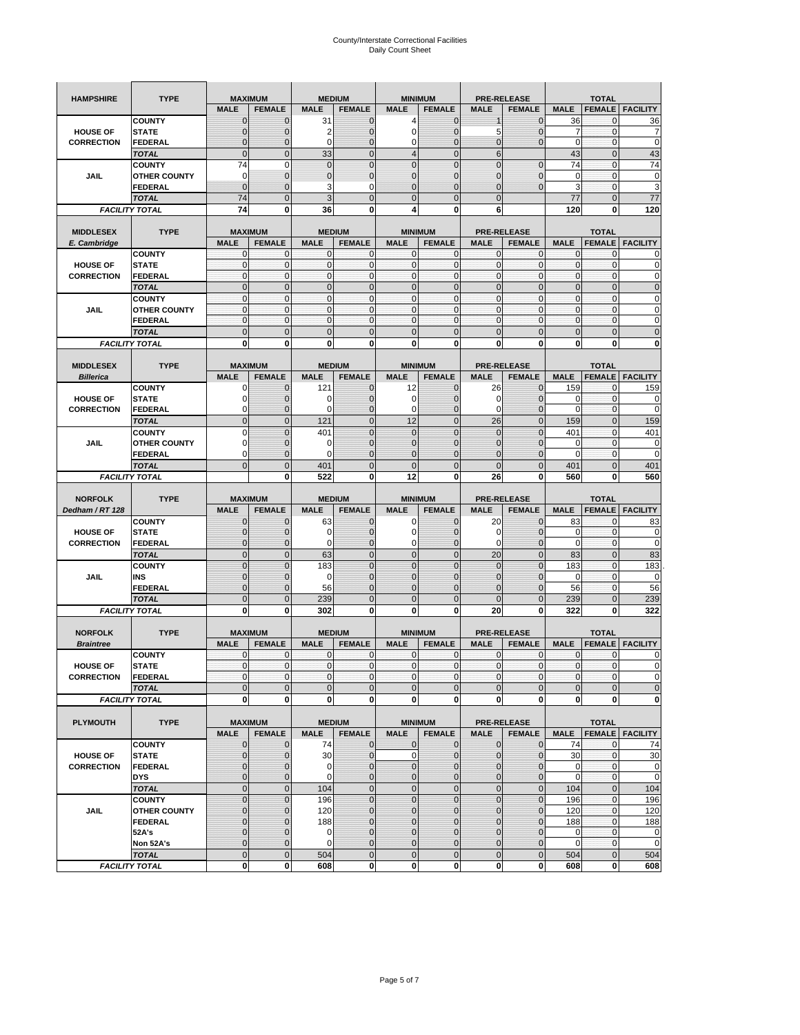# County/Interstate Correctional Facilities
## Daily Count Sheet

| HAMPSHIRE | TYPE | MAXIMUM | | MEDIUM | | MINIMUM | | PRE-RELEASE | | TOTAL | | |
|---|---|---|---|---|---|---|---|---|---|---|---|---|
| | | MALE | FEMALE | MALE | FEMALE | MALE | FEMALE | MALE | FEMALE | MALE | FEMALE | FACILITY |
| HOUSE OF CORRECTION | COUNTY | 0 | 0 | 31 | 0 | 4 | 0 | 1 | 0 | 36 | 0 | 36 |
| | STATE | 0 | 0 | 2 | 0 | 0 | 0 | 5 | 0 | 7 | 0 | 7 |
| | FEDERAL | 0 | 0 | 0 | 0 | 0 | 0 | 0 | 0 | 0 | 0 | 0 |
| | TOTAL | 0 | 0 | 33 | 0 | 4 | 0 | 6 | | 43 | 0 | 43 |
| JAIL | COUNTY | 74 | 0 | 0 | 0 | 0 | 0 | 0 | 0 | 74 | 0 | 74 |
| | OTHER COUNTY | 0 | 0 | 0 | 0 | 0 | 0 | 0 | 0 | 0 | 0 | 0 |
| | FEDERAL | 0 | 0 | 3 | 0 | 0 | 0 | 0 | 0 | 3 | 0 | 3 |
| | TOTAL | 74 | 0 | 3 | 0 | 0 | 0 | 0 | | 77 | 0 | 77 |
| FACILITY TOTAL | | 74 | 0 | 36 | 0 | 4 | 0 | 6 | | 120 | 0 | 120 |

| MIDDLESEX E. Cambridge | TYPE | MAXIMUM | | MEDIUM | | MINIMUM | | PRE-RELEASE | | TOTAL | | |
|---|---|---|---|---|---|---|---|---|---|---|---|---|
| | | MALE | FEMALE | MALE | FEMALE | MALE | FEMALE | MALE | FEMALE | MALE | FEMALE | FACILITY |
| HOUSE OF CORRECTION | COUNTY | 0 | 0 | 0 | 0 | 0 | 0 | 0 | 0 | 0 | 0 | 0 |
| | STATE | 0 | 0 | 0 | 0 | 0 | 0 | 0 | 0 | 0 | 0 | 0 |
| | FEDERAL | 0 | 0 | 0 | 0 | 0 | 0 | 0 | 0 | 0 | 0 | 0 |
| | TOTAL | 0 | 0 | 0 | 0 | 0 | 0 | 0 | 0 | 0 | 0 | 0 |
| JAIL | COUNTY | 0 | 0 | 0 | 0 | 0 | 0 | 0 | 0 | 0 | 0 | 0 |
| | OTHER COUNTY | 0 | 0 | 0 | 0 | 0 | 0 | 0 | 0 | 0 | 0 | 0 |
| | FEDERAL | 0 | 0 | 0 | 0 | 0 | 0 | 0 | 0 | 0 | 0 | 0 |
| | TOTAL | 0 | 0 | 0 | 0 | 0 | 0 | 0 | 0 | 0 | 0 | 0 |
| FACILITY TOTAL | | 0 | 0 | 0 | 0 | 0 | 0 | 0 | 0 | 0 | 0 | 0 |

| MIDDLESEX Billerica | TYPE | MAXIMUM | | MEDIUM | | MINIMUM | | PRE-RELEASE | | TOTAL | | |
|---|---|---|---|---|---|---|---|---|---|---|---|---|
| | | MALE | FEMALE | MALE | FEMALE | MALE | FEMALE | MALE | FEMALE | MALE | FEMALE | FACILITY |
| HOUSE OF CORRECTION | COUNTY | 0 | 0 | 121 | 0 | 12 | 0 | 26 | 0 | 159 | 0 | 159 |
| | STATE | 0 | 0 | 0 | 0 | 0 | 0 | 0 | 0 | 0 | 0 | 0 |
| | FEDERAL | 0 | 0 | 0 | 0 | 0 | 0 | 0 | 0 | 0 | 0 | 0 |
| | TOTAL | 0 | 0 | 121 | 0 | 12 | 0 | 26 | 0 | 159 | 0 | 159 |
| JAIL | COUNTY | 0 | 0 | 401 | 0 | 0 | 0 | 0 | 0 | 401 | 0 | 401 |
| | OTHER COUNTY | 0 | 0 | 0 | 0 | 0 | 0 | 0 | 0 | 0 | 0 | 0 |
| | FEDERAL | 0 | 0 | 0 | 0 | 0 | 0 | 0 | 0 | 0 | 0 | 0 |
| | TOTAL | 0 | 0 | 401 | 0 | 0 | 0 | 0 | 0 | 401 | 0 | 401 |
| FACILITY TOTAL | | | 0 | 522 | 0 | 12 | 0 | 26 | 0 | 560 | 0 | 560 |

| NORFOLK Dedham / RT 128 | TYPE | MAXIMUM | | MEDIUM | | MINIMUM | | PRE-RELEASE | | TOTAL | | |
|---|---|---|---|---|---|---|---|---|---|---|---|---|
| | | MALE | FEMALE | MALE | FEMALE | MALE | FEMALE | MALE | FEMALE | MALE | FEMALE | FACILITY |
| HOUSE OF CORRECTION | COUNTY | 0 | 0 | 63 | 0 | 0 | 0 | 20 | 0 | 83 | 0 | 83 |
| | STATE | 0 | 0 | 0 | 0 | 0 | 0 | 0 | 0 | 0 | 0 | 0 |
| | FEDERAL | 0 | 0 | 0 | 0 | 0 | 0 | 0 | 0 | 0 | 0 | 0 |
| | TOTAL | 0 | 0 | 63 | 0 | 0 | 0 | 20 | 0 | 83 | 0 | 83 |
| JAIL | COUNTY | 0 | 0 | 183 | 0 | 0 | 0 | 0 | 0 | 183 | 0 | 183 |
| | INS | 0 | 0 | 0 | 0 | 0 | 0 | 0 | 0 | 0 | 0 | 0 |
| | FEDERAL | 0 | 0 | 56 | 0 | 0 | 0 | 0 | 0 | 56 | 0 | 56 |
| | TOTAL | 0 | 0 | 239 | 0 | 0 | 0 | 0 | 0 | 239 | 0 | 239 |
| FACILITY TOTAL | | 0 | 0 | 302 | 0 | 0 | 0 | 20 | 0 | 322 | 0 | 322 |

| NORFOLK Braintree | TYPE | MAXIMUM | | MEDIUM | | MINIMUM | | PRE-RELEASE | | TOTAL | | |
|---|---|---|---|---|---|---|---|---|---|---|---|---|
| | | MALE | FEMALE | MALE | FEMALE | MALE | FEMALE | MALE | FEMALE | MALE | FEMALE | FACILITY |
| HOUSE OF CORRECTION | COUNTY | 0 | 0 | 0 | 0 | 0 | 0 | 0 | 0 | 0 | 0 | 0 |
| | STATE | 0 | 0 | 0 | 0 | 0 | 0 | 0 | 0 | 0 | 0 | 0 |
| | FEDERAL | 0 | 0 | 0 | 0 | 0 | 0 | 0 | 0 | 0 | 0 | 0 |
| | TOTAL | 0 | 0 | 0 | 0 | 0 | 0 | 0 | 0 | 0 | 0 | 0 |
| FACILITY TOTAL | | 0 | 0 | 0 | 0 | 0 | 0 | 0 | 0 | 0 | 0 | 0 |

| PLYMOUTH | TYPE | MAXIMUM | | MEDIUM | | MINIMUM | | PRE-RELEASE | | TOTAL | | |
|---|---|---|---|---|---|---|---|---|---|---|---|---|
| | | MALE | FEMALE | MALE | FEMALE | MALE | FEMALE | MALE | FEMALE | MALE | FEMALE | FACILITY |
| HOUSE OF CORRECTION | COUNTY | 0 | 0 | 74 | 0 | 0 | 0 | 0 | 0 | 74 | 0 | 74 |
| | STATE | 0 | 0 | 30 | 0 | 0 | 0 | 0 | 0 | 30 | 0 | 30 |
| | FEDERAL | 0 | 0 | 0 | 0 | 0 | 0 | 0 | 0 | 0 | 0 | 0 |
| | DYS | 0 | 0 | 0 | 0 | 0 | 0 | 0 | 0 | 0 | 0 | 0 |
| | TOTAL | 0 | 0 | 104 | 0 | 0 | 0 | 0 | 0 | 104 | 0 | 104 |
| JAIL | COUNTY | 0 | 0 | 196 | 0 | 0 | 0 | 0 | 0 | 196 | 0 | 196 |
| | OTHER COUNTY | 0 | 0 | 120 | 0 | 0 | 0 | 0 | 0 | 120 | 0 | 120 |
| | FEDERAL | 0 | 0 | 188 | 0 | 0 | 0 | 0 | 0 | 188 | 0 | 188 |
| | 52A's | 0 | 0 | 0 | 0 | 0 | 0 | 0 | 0 | 0 | 0 | 0 |
| | Non 52A's | 0 | 0 | 0 | 0 | 0 | 0 | 0 | 0 | 0 | 0 | 0 |
| | TOTAL | 0 | 0 | 504 | 0 | 0 | 0 | 0 | 0 | 504 | 0 | 504 |
| FACILITY TOTAL | | 0 | 0 | 608 | 0 | 0 | 0 | 0 | 0 | 608 | 0 | 608 |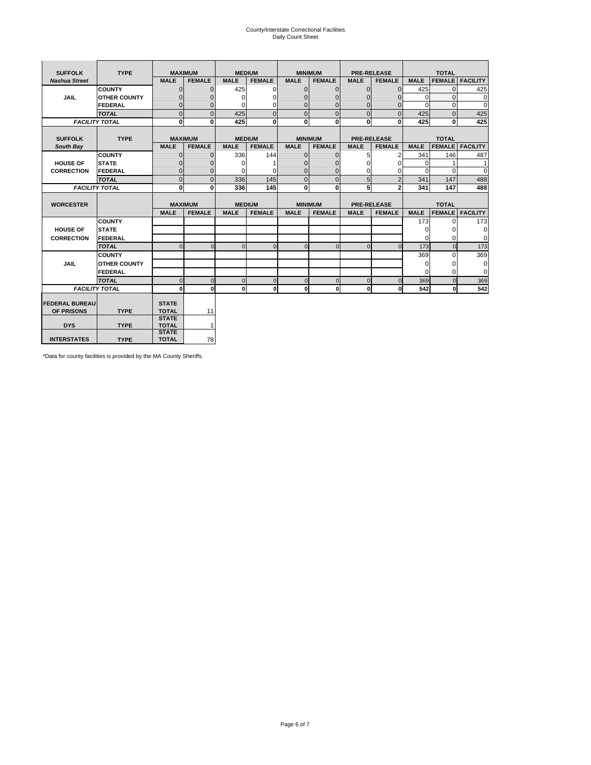County/Interstate Correctional Facilities
Daily Count Sheet

| SUFFOLK | TYPE | MAXIMUM | | MEDIUM | | MINIMUM | | PRE-RELEASE | | TOTAL | | |
|---|---|---|---|---|---|---|---|---|---|---|---|---|
| *Nashua Street* | | MALE | FEMALE | MALE | FEMALE | MALE | FEMALE | MALE | FEMALE | MALE | FEMALE | FACILITY |
| JAIL | COUNTY | 0 | 0 | 425 | 0 | 0 | 0 | 0 | 0 | 425 | 0 | 425 |
| | OTHER COUNTY | 0 | 0 | 0 | 0 | 0 | 0 | 0 | 0 | 0 | 0 | 0 |
| | FEDERAL | 0 | 0 | 0 | 0 | 0 | 0 | 0 | 0 | 0 | 0 | 0 |
| | *TOTAL* | 0 | 0 | 425 | 0 | 0 | 0 | 0 | 0 | 425 | 0 | 425 |
| *FACILITY TOTAL* | | 0 | 0 | 425 | 0 | 0 | 0 | 0 | 0 | 425 | 0 | 425 |

| SUFFOLK | TYPE | MAXIMUM | | MEDIUM | | MINIMUM | | PRE-RELEASE | | TOTAL | | |
|---|---|---|---|---|---|---|---|---|---|---|---|---|
| *South Bay* | | MALE | FEMALE | MALE | FEMALE | MALE | FEMALE | MALE | FEMALE | MALE | FEMALE | FACILITY |
| HOUSE OF CORRECTION | COUNTY | 0 | 0 | 336 | 144 | 0 | 0 | 5 | 2 | 341 | 146 | 487 |
| | STATE | 0 | 0 | 0 | 1 | 0 | 0 | 0 | 0 | 0 | 1 | 1 |
| | FEDERAL | 0 | 0 | 0 | 0 | 0 | 0 | 0 | 0 | 0 | 0 | 0 |
| | *TOTAL* | 0 | 0 | 336 | 145 | 0 | 0 | 5 | 2 | 341 | 147 | 488 |
| *FACILITY TOTAL* | | 0 | 0 | 336 | 145 | 0 | 0 | 5 | 2 | 341 | 147 | 488 |

| WORCESTER | | MAXIMUM | | MEDIUM | | MINIMUM | | PRE-RELEASE | | TOTAL | | |
|---|---|---|---|---|---|---|---|---|---|---|---|---|
| | | MALE | FEMALE | MALE | FEMALE | MALE | FEMALE | MALE | FEMALE | MALE | FEMALE | FACILITY |
| HOUSE OF CORRECTION | COUNTY | | | | | | | | | 173 | 0 | 173 |
| | STATE | | | | | | | | | 0 | 0 | 0 |
| | FEDERAL | | | | | | | | | 0 | 0 | 0 |
| | *TOTAL* | 0 | 0 | 0 | 0 | 0 | 0 | 0 | 0 | 173 | 0 | 173 |
| JAIL | COUNTY | | | | | | | | | 369 | 0 | 369 |
| | OTHER COUNTY | | | | | | | | | 0 | 0 | 0 |
| | FEDERAL | | | | | | | | | 0 | 0 | 0 |
| | *TOTAL* | 0 | 0 | 0 | 0 | 0 | 0 | 0 | 0 | 369 | 0 | 369 |
| *FACILITY TOTAL* | | 0 | 0 | 0 | 0 | 0 | 0 | 0 | 0 | 542 | 0 | 542 |

| | | | |
|---|---|---|---|
| FEDERAL BUREAU OF PRISONS | TYPE | STATE TOTAL | 11 |
| DYS | TYPE | STATE TOTAL | 1 |
| INTERSTATES | TYPE | STATE TOTAL | 78 |

*Data for county facilities is provided by the MA County Sheriffs.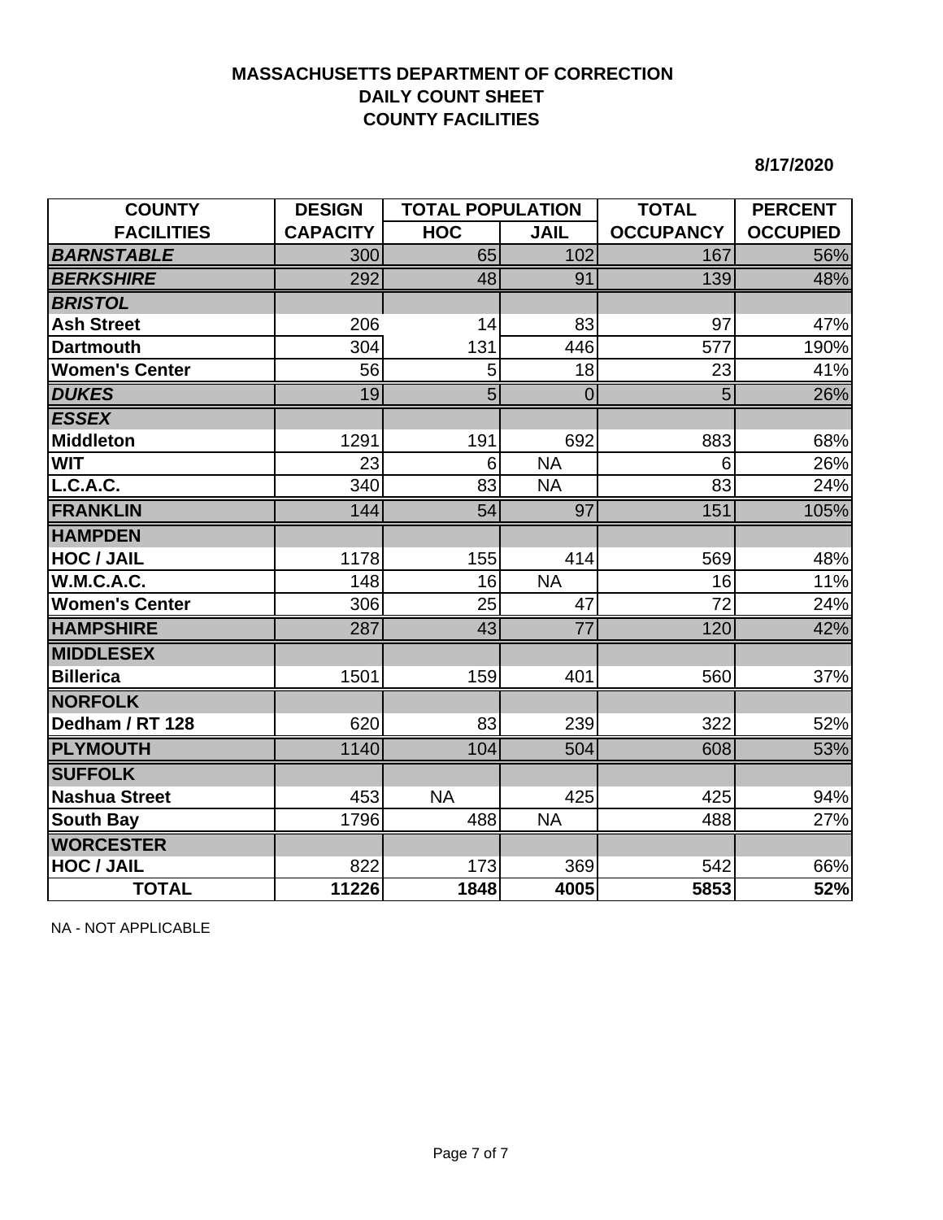**MASSACHUSETTS DEPARTMENT OF CORRECTION**
**DAILY COUNT SHEET**
**COUNTY FACILITIES**

**8/17/2020**

| COUNTY FACILITIES | DESIGN CAPACITY | TOTAL POPULATION | | TOTAL OCCUPANCY | PERCENT OCCUPIED |
|---|---|---|---|---|---|
| | | HOC | JAIL | | |
| ***BARNSTABLE*** | 300 | 65 | 102 | 167 | 56% |
| ***BERKSHIRE*** | 292 | 48 | 91 | 139 | 48% |
| ***BRISTOL*** | | | | | |
| **Ash Street** | 206 | 14 | 83 | 97 | 47% |
| **Dartmouth** | 304 | 131 | 446 | 577 | 190% |
| **Women's Center** | 56 | 5 | 18 | 23 | 41% |
| ***DUKES*** | 19 | 5 | 0 | 5 | 26% |
| ***ESSEX*** | | | | | |
| **Middleton** | 1291 | 191 | 692 | 883 | 68% |
| **WIT** | 23 | 6 | NA | 6 | 26% |
| **L.C.A.C.** | 340 | 83 | NA | 83 | 24% |
| **FRANKLIN** | 144 | 54 | 97 | 151 | 105% |
| **HAMPDEN** | | | | | |
| **HOC / JAIL** | 1178 | 155 | 414 | 569 | 48% |
| **W.M.C.A.C.** | 148 | 16 | NA | 16 | 11% |
| **Women's Center** | 306 | 25 | 47 | 72 | 24% |
| **HAMPSHIRE** | 287 | 43 | 77 | 120 | 42% |
| **MIDDLESEX** | | | | | |
| **Billerica** | 1501 | 159 | 401 | 560 | 37% |
| **NORFOLK** | | | | | |
| **Dedham / RT 128** | 620 | 83 | 239 | 322 | 52% |
| **PLYMOUTH** | 1140 | 104 | 504 | 608 | 53% |
| **SUFFOLK** | | | | | |
| **Nashua Street** | 453 | NA | 425 | 425 | 94% |
| **South Bay** | 1796 | 488 | NA | 488 | 27% |
| **WORCESTER** | | | | | |
| **HOC / JAIL** | 822 | 173 | 369 | 542 | 66% |
| **TOTAL** | **11226** | **1848** | **4005** | **5853** | **52%** |

NA - NOT APPLICABLE